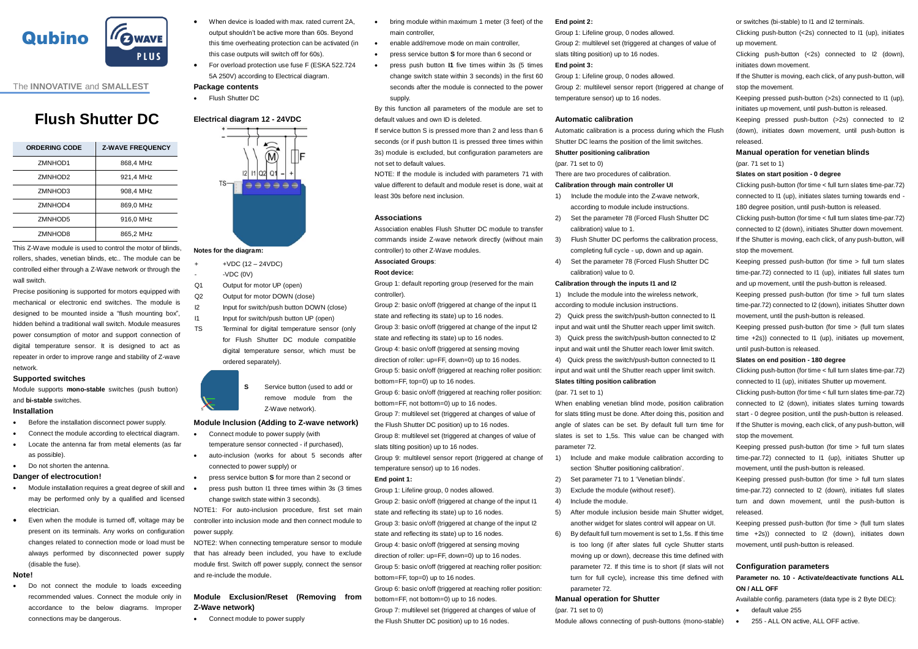Qubino

The **INNOVATIVE** and **SMALLEST**

# Flush Shutter DC

| ORDERING CODE | Z-WAVE FREQUENCY |
|---|---|
| ZMNHOD1 | 868,4 MHz |
| ZMNHOD2 | 921,4 MHz |
| ZMNHOD3 | 908,4 MHz |
| ZMNHOD4 | 869,0 MHz |
| ZMNHOD5 | 916,0 MHz |
| ZMNHOD8 | 865,2 MHz |

This Z-Wave module is used to control the motor of blinds, rollers, shades, venetian blinds, etc.. The module can be controlled either through a Z-Wave network or through the wall switch.

Precise positioning is supported for motors equipped with mechanical or electronic end switches. The module is designed to be mounted inside a "flush mounting box", hidden behind a traditional wall switch. Module measures power consumption of motor and support connection of digital temperature sensor. It is designed to act as repeater in order to improve range and stability of Z-wave network.

### Supported switches

Module supports **mono-stable** switches (push button) and **bi-stable** switches.

### Installation

- Before the installation disconnect power supply.
- Connect the module according to electrical diagram.
- Locate the antenna far from metal elements (as far as possible).
- Do not shorten the antenna.

### Danger of electrocution!

- Module installation requires a great degree of skill and may be performed only by a qualified and licensed electrician.
- Even when the module is turned off, voltage may be present on its terminals. Any works on configuration changes related to connection mode or load must be always performed by disconnected power supply (disable the fuse).

### Note!

- Do not connect the module to loads exceeding recommended values. Connect the module only in accordance to the below diagrams. Improper connections may be dangerous.
- When device is loaded with max. rated current 2A, output shouldn't be active more than 60s. Beyond this time overheating protection can be activated (in this case outputs will switch off for 60s).
- For overload protection use fuse F (ESKA 522.724 5A 250V) according to Electrical diagram.

### Package contents

- Flush Shutter DC

### Electrical diagram 12 - 24VDC

**Notes for the diagram:**

- \+ : +VDC (12 – 24VDC)
- \- : -VDC (0V)
- Q1 : Output for motor UP (open)
- Q2 : Output for motor DOWN (close)
- I2 : Input for switch/push button DOWN (close)
- I1 : Input for switch/push button UP (open)
- TS : Terminal for digital temperature sensor (only for Flush Shutter DC module compatible digital temperature sensor, which must be ordered separately).
- S : Service button (used to add or remove module from the Z-Wave network).

### Module Inclusion (Adding to Z-wave network)

- Connect module to power supply (with temperature sensor connected - if purchased),
- auto-inclusion (works for about 5 seconds after connected to power supply) or
- press service button **S** for more than 2 second or
- press push button I1 three times within 3s (3 times change switch state within 3 seconds).

NOTE1: For auto-inclusion procedure, first set main controller into inclusion mode and then connect module to power supply.

NOTE2: When connecting temperature sensor to module that has already been included, you have to exclude module first. Switch off power supply, connect the sensor and re-include the module.

### Module Exclusion/Reset (Removing from Z-Wave network)

- Connect module to power supply
- bring module within maximum 1 meter (3 feet) of the main controller,
- enable add/remove mode on main controller,
- press service button **S** for more than 6 second or
- press push button **I1** five times within 3s (5 times change switch state within 3 seconds) in the first 60 seconds after the module is connected to the power supply.

By this function all parameters of the module are set to default values and own ID is deleted.

If service button S is pressed more than 2 and less than 6 seconds (or if push button I1 is pressed three times within 3s) module is excluded, but configuration parameters are not set to default values.

NOTE: If the module is included with parameters 71 with value different to default and module reset is done, wait at least 30s before next inclusion.

### Associations

Association enables Flush Shutter DC module to transfer commands inside Z-wave network directly (without main controller) to other Z-Wave modules.

**Associated Groups**:

**Root device:**

Group 1: default reporting group (reserved for the main controller).

Group 2: basic on/off (triggered at change of the input I1 state and reflecting its state) up to 16 nodes.

Group 3: basic on/off (triggered at change of the input I2 state and reflecting its state) up to 16 nodes.

Group 4: basic on/off (triggered at sensing moving direction of roller: up=FF, down=0) up to 16 nodes.

Group 5: basic on/off (triggered at reaching roller position: bottom=FF, top=0) up to 16 nodes.

Group 6: basic on/off (triggered at reaching roller position: bottom=FF, not bottom=0) up to 16 nodes.

Group 7: multilevel set (triggered at changes of value of the Flush Shutter DC position) up to 16 nodes.

Group 8: multilevel set (triggered at changes of value of slats tilting position) up to 16 nodes.

Group 9: multilevel sensor report (triggered at change of temperature sensor) up to 16 nodes.

**End point 1:**

Group 1: Lifeline group, 0 nodes allowed.

Group 2: basic on/off (triggered at change of the input I1 state and reflecting its state) up to 16 nodes.

Group 3: basic on/off (triggered at change of the input I2 state and reflecting its state) up to 16 nodes.

Group 4: basic on/off (triggered at sensing moving direction of roller: up=FF, down=0) up to 16 nodes.

Group 5: basic on/off (triggered at reaching roller position: bottom=FF, top=0) up to 16 nodes.

Group 6: basic on/off (triggered at reaching roller position: bottom=FF, not bottom=0) up to 16 nodes.

Group 7: multilevel set (triggered at changes of value of the Flush Shutter DC position) up to 16 nodes.

**End point 2:**

Group 1: Lifeline group, 0 nodes allowed.

Group 2: multilevel set (triggered at changes of value of slats tilting position) up to 16 nodes.

**End point 3:**

Group 1: Lifeline group, 0 nodes allowed.

Group 2: multilevel sensor report (triggered at change of temperature sensor) up to 16 nodes.

### Automatic calibration

Automatic calibration is a process during which the Flush Shutter DC learns the position of the limit switches.

**Shutter positioning calibration**

(par. 71 set to 0)

There are two procedures of calibration.

**Calibration through main controller UI**

1) Include the module into the Z-wave network, according to module include instructions.
2) Set the parameter 78 (Forced Flush Shutter DC calibration) value to 1.
3) Flush Shutter DC performs the calibration process, completing full cycle - up, down and up again.
4) Set the parameter 78 (Forced Flush Shutter DC calibration) value to 0.

**Calibration through the inputs I1 and I2**

1) Include the module into the wireless network, according to module inclusion instructions.
2) Quick press the switch/push-button connected to I1 input and wait until the Shutter reach upper limit switch.
3) Quick press the switch/push-button connected to I2 input and wait until the Shutter reach lower limit switch.
4) Quick press the switch/push-button connected to I1 input and wait until the Shutter reach upper limit switch.

**Slates tilting position calibration**

(par. 71 set to 1)

When enabling venetian blind mode, position calibration for slats tilting must be done. After doing this, position and angle of slates can be set. By default full turn time for slates is set to 1,5s. This value can be changed with parameter 72.

1) Include and make module calibration according to section 'Shutter positioning calibration'.
2) Set parameter 71 to 1 'Venetian blinds'.
3) Exclude the module (without reset!).
4) Include the module.
5) After module inclusion beside main Shutter widget, another widget for slates control will appear on UI.
6) By default full turn movement is set to 1,5s. If this time is too long (if after slates full cycle Shutter starts moving up or down), decrease this time defined with parameter 72. If this time is to short (if slats will not turn for full cycle), increase this time defined with parameter 72.

### Manual operation for Shutter

(par. 71 set to 0)

Module allows connecting of push-buttons (mono-stable) or switches (bi-stable) to I1 and I2 terminals.

Clicking push-button (<2s) connected to I1 (up), initiates up movement.

Clicking push-button (<2s) connected to I2 (down), initiates down movement.

If the Shutter is moving, each click, of any push-button, will stop the movement.

Keeping pressed push-button (>2s) connected to I1 (up), initiates up movement, until push-button is released.

Keeping pressed push-button (>2s) connected to I2 (down), initiates down movement, until push-button is released.

### Manual operation for venetian blinds

(par. 71 set to 1)

**Slates on start position - 0 degree**

Clicking push-button (for time < full turn slates time-par.72) connected to I1 (up), initiates slates turning towards end - 180 degree position, until push-button is released.

Clicking push-button (for time < full turn slates time-par.72) connected to I2 (down), initiates Shutter down movement.

If the Shutter is moving, each click, of any push-button, will stop the movement.

Keeping pressed push-button (for time > full turn slates time-par.72) connected to I1 (up), initiates full slates turn and up movement, until the push-button is released.

Keeping pressed push-button (for time > full turn slates time-par.72) connected to I2 (down), initiates Shutter down movement, until the push-button is released.

Keeping pressed push-button (for time > (full turn slates time +2s)) connected to I1 (up), initiates up movement, until push-button is released.

**Slates on end position - 180 degree**

Clicking push-button (for time < full turn slates time-par.72) connected to I1 (up), initiates Shutter up movement.

Clicking push-button (for time < full turn slates time-par.72) connected to I2 (down), initiates slates turning towards start - 0 degree position, until the push-button is released.

If the Shutter is moving, each click, of any push-button, will stop the movement.

Keeping pressed push-button (for time > full turn slates time-par.72) connected to I1 (up), initiates Shutter up movement, until the push-button is released.

Keeping pressed push-button (for time > full turn slates time-par.72) connected to I2 (down), initiates full slates turn and down movement, until the push-button is released.

Keeping pressed push-button (for time > (full turn slates time +2s)) connected to I2 (down), initiates down movement, until push-button is released.

### Configuration parameters

**Parameter no. 10 - Activate/deactivate functions ALL ON / ALL OFF**

Available config. parameters (data type is 2 Byte DEC):

- default value 255
- 255 - ALL ON active, ALL OFF active.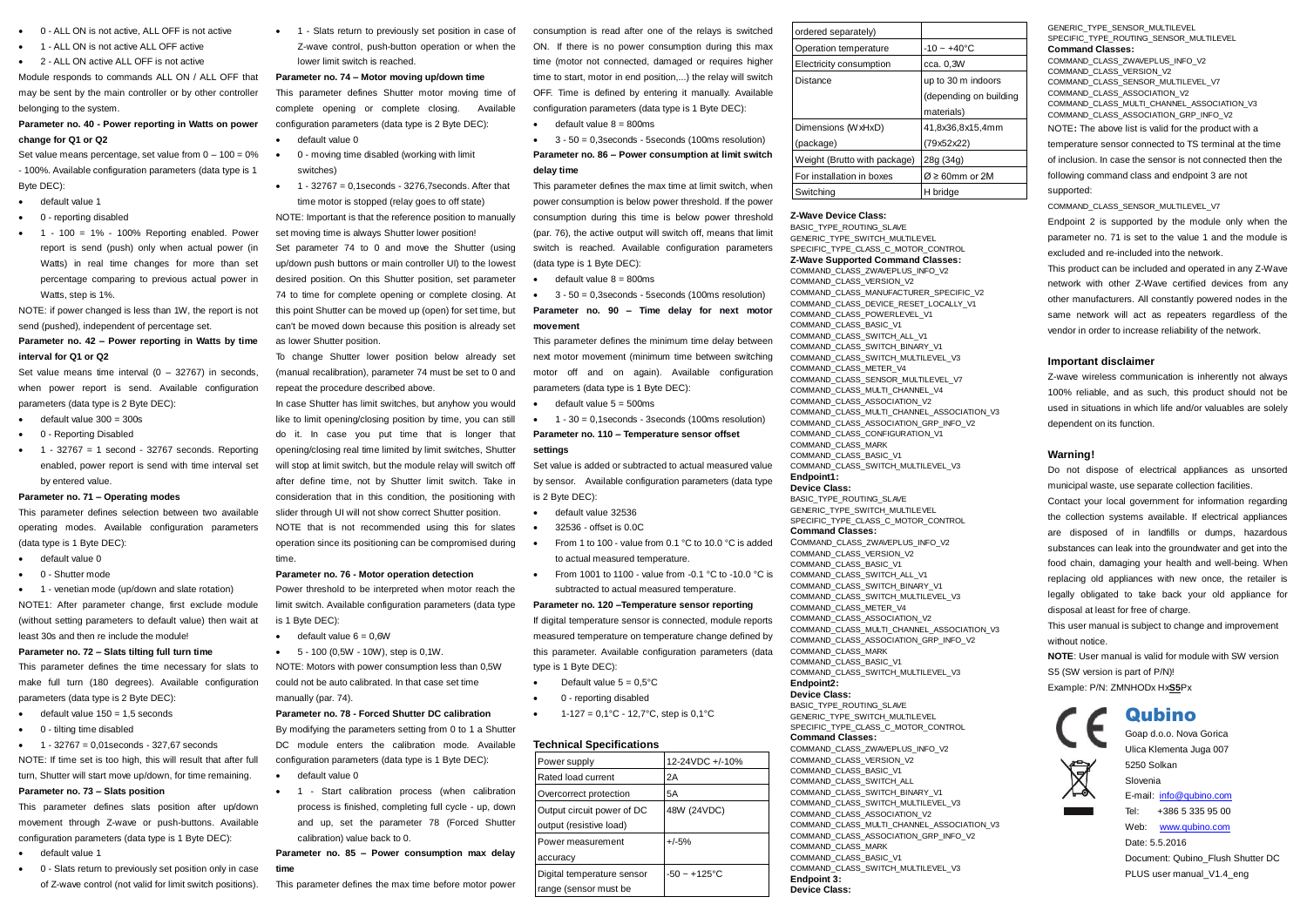- 0 - ALL ON is not active, ALL OFF is not active
- 1 - ALL ON is not active ALL OFF active
- 2 - ALL ON active ALL OFF is not active

Module responds to commands ALL ON / ALL OFF that may be sent by the main controller or by other controller belonging to the system.

**Parameter no. 40 - Power reporting in Watts on power change for Q1 or Q2**

Set value means percentage, set value from 0 – 100 = 0% - 100%. Available configuration parameters (data type is 1 Byte DEC):

- default value 1
- 0 - reporting disabled
- 1 - 100 = 1% - 100% Reporting enabled. Power report is send (push) only when actual power (in Watts) in real time changes for more than set percentage comparing to previous actual power in Watts, step is 1%.

NOTE: if power changed is less than 1W, the report is not send (pushed), independent of percentage set.

**Parameter no. 42 – Power reporting in Watts by time interval for Q1 or Q2**

Set value means time interval (0 – 32767) in seconds, when power report is send. Available configuration parameters (data type is 2 Byte DEC):

- default value 300 = 300s
- 0 - Reporting Disabled
- 1 - 32767 = 1 second - 32767 seconds. Reporting enabled, power report is send with time interval set by entered value.

**Parameter no. 71 – Operating modes**

This parameter defines selection between two available operating modes. Available configuration parameters (data type is 1 Byte DEC):

- default value 0
- 0 - Shutter mode
- 1 - venetian mode (up/down and slate rotation)

NOTE1: After parameter change, first exclude module (without setting parameters to default value) then wait at least 30s and then re include the module!

**Parameter no. 72 – Slats tilting full turn time**

This parameter defines the time necessary for slats to make full turn (180 degrees). Available configuration parameters (data type is 2 Byte DEC):

- default value 150 = 1,5 seconds
- 0 - tilting time disabled
- 1 - 32767 = 0,01seconds - 327,67 seconds

NOTE: If time set is too high, this will result that after full turn, Shutter will start move up/down, for time remaining.

**Parameter no. 73 – Slats position**

This parameter defines slats position after up/down movement through Z-wave or push-buttons. Available configuration parameters (data type is 1 Byte DEC):

- default value 1
- 0 - Slats return to previously set position only in case of Z-wave control (not valid for limit switch positions).
- 1 - Slats return to previously set position in case of Z-wave control, push-button operation or when the lower limit switch is reached.

**Parameter no. 74 – Motor moving up/down time**

This parameter defines Shutter motor moving time of complete opening or complete closing. Available configuration parameters (data type is 2 Byte DEC):

- default value 0
- 0 - moving time disabled (working with limit switches)
- 1 - 32767 = 0,1seconds - 3276,7seconds. After that time motor is stopped (relay goes to off state)

NOTE: Important is that the reference position to manually set moving time is always Shutter lower position!

Set parameter 74 to 0 and move the Shutter (using up/down push buttons or main controller UI) to the lowest desired position. On this Shutter position, set parameter 74 to time for complete opening or complete closing. At this point Shutter can be moved up (open) for set time, but can't be moved down because this position is already set as lower Shutter position.

To change Shutter lower position below already set (manual recalibration), parameter 74 must be set to 0 and repeat the procedure described above.

In case Shutter has limit switches, but anyhow you would like to limit opening/closing position by time, you can still do it. In case you put time that is longer that opening/closing real time limited by limit switches, Shutter will stop at limit switch, but the module relay will switch off after define time, not by Shutter limit switch. Take in consideration that in this condition, the positioning with slider through UI will not show correct Shutter position.

NOTE that is not recommended using this for slates operation since its positioning can be compromised during time.

**Parameter no. 76 - Motor operation detection**

Power threshold to be interpreted when motor reach the limit switch. Available configuration parameters (data type is 1 Byte DEC):

- default value 6 = 0,6W
- 5 - 100 (0,5W - 10W), step is 0,1W.

NOTE: Motors with power consumption less than 0,5W could not be auto calibrated. In that case set time manually (par. 74).

**Parameter no. 78 - Forced Shutter DC calibration**

By modifying the parameters setting from 0 to 1 a Shutter DC module enters the calibration mode. Available configuration parameters (data type is 1 Byte DEC):

- default value 0
- 1 - Start calibration process (when calibration process is finished, completing full cycle - up, down and up, set the parameter 78 (Forced Shutter calibration) value back to 0.

**Parameter no. 85 – Power consumption max delay time**

This parameter defines the max time before motor power consumption is read after one of the relays is switched ON. If there is no power consumption during this max time (motor not connected, damaged or requires higher time to start, motor in end position,...) the relay will switch OFF. Time is defined by entering it manually. Available configuration parameters (data type is 1 Byte DEC):

- default value 8 = 800ms
- 3 - 50 = 0,3seconds - 5seconds (100ms resolution)

**Parameter no. 86 – Power consumption at limit switch delay time**

This parameter defines the max time at limit switch, when power consumption is below power threshold. If the power consumption during this time is below power threshold (par. 76), the active output will switch off, means that limit switch is reached. Available configuration parameters (data type is 1 Byte DEC):

- default value 8 = 800ms
- 3 - 50 = 0,3seconds - 5seconds (100ms resolution)

**Parameter no. 90 – Time delay for next motor movement**

This parameter defines the minimum time delay between next motor movement (minimum time between switching motor off and on again). Available configuration parameters (data type is 1 Byte DEC):

- default value 5 = 500ms
- 1 - 30 = 0,1seconds - 3seconds (100ms resolution)

**Parameter no. 110 – Temperature sensor offset settings**

Set value is added or subtracted to actual measured value by sensor. Available configuration parameters (data type is 2 Byte DEC):

- default value 32536
- 32536 - offset is 0.0C
- From 1 to 100 - value from 0.1 °C to 10.0 °C is added to actual measured temperature.
- From 1001 to 1100 - value from -0.1 °C to -10.0 °C is subtracted to actual measured temperature.

**Parameter no. 120 –Temperature sensor reporting**

If digital temperature sensor is connected, module reports measured temperature on temperature change defined by this parameter. Available configuration parameters (data type is 1 Byte DEC):

- Default value 5 = 0,5°C
- 0 - reporting disabled
- 1-127 = 0,1°C - 12,7°C, step is 0,1°C

### Technical Specifications

| | |
|---|---|
| Power supply | 12-24VDC +/-10% |
| Rated load current | 2A |
| Overcorrect protection | 5A |
| Output circuit power of DC output (resistive load) | 48W (24VDC) |
| Power measurement accuracy | +/-5% |
| Digital temperature sensor range (sensor must be ordered separately) | -50 ~ +125°C |
| Operation temperature | -10 ~ +40°C |
| Electricity consumption | cca. 0,3W |
| Distance | up to 30 m indoors (depending on building materials) |
| Dimensions (WxHxD) (package) | 41,8x36,8x15,4mm (79x52x22) |
| Weight (Brutto with package) | 28g (34g) |
| For installation in boxes | Ø ≥ 60mm or 2M |
| Switching | H bridge |

**Z-Wave Device Class:**
BASIC_TYPE_ROUTING_SLAVE
GENERIC_TYPE_SWITCH_MULTILEVEL
SPECIFIC_TYPE_CLASS_C_MOTOR_CONTROL
**Z-Wave Supported Command Classes:**
COMMAND_CLASS_ZWAVEPLUS_INFO_V2
COMMAND_CLASS_VERSION_V2
COMMAND_CLASS_MANUFACTURER_SPECIFIC_V2
COMMAND_CLASS_DEVICE_RESET_LOCALLY_V1
COMMAND_CLASS_POWERLEVEL_V1
COMMAND_CLASS_BASIC_V1
COMMAND_CLASS_SWITCH_ALL_V1
COMMAND_CLASS_SWITCH_BINARY_V1
COMMAND_CLASS_SWITCH_MULTILEVEL_V3
COMMAND_CLASS_METER_V4
COMMAND_CLASS_SENSOR_MULTILEVEL_V7
COMMAND_CLASS_MULTI_CHANNEL_V4
COMMAND_CLASS_ASSOCIATION_V2
COMMAND_CLASS_MULTI_CHANNEL_ASSOCIATION_V3
COMMAND_CLASS_ASSOCIATION_GRP_INFO_V2
COMMAND_CLASS_CONFIGURATION_V1
COMMAND_CLASS_MARK
COMMAND_CLASS_BASIC_V1
COMMAND_CLASS_SWITCH_MULTILEVEL_V3
**Endpoint1:**
**Device Class:**
BASIC_TYPE_ROUTING_SLAVE
GENERIC_TYPE_SWITCH_MULTILEVEL
SPECIFIC_TYPE_CLASS_C_MOTOR_CONTROL
**Command Classes:**
COMMAND_CLASS_ZWAVEPLUS_INFO_V2
COMMAND_CLASS_VERSION_V2
COMMAND_CLASS_BASIC_V1
COMMAND_CLASS_SWITCH_ALL_V1
COMMAND_CLASS_SWITCH_BINARY_V1
COMMAND_CLASS_SWITCH_MULTILEVEL_V3
COMMAND_CLASS_METER_V4
COMMAND_CLASS_ASSOCIATION_V2
COMMAND_CLASS_MULTI_CHANNEL_ASSOCIATION_V3
COMMAND_CLASS_ASSOCIATION_GRP_INFO_V2
COMMAND_CLASS_MARK
COMMAND_CLASS_BASIC_V1
COMMAND_CLASS_SWITCH_MULTILEVEL_V3
**Endpoint2:**
**Device Class:**
BASIC_TYPE_ROUTING_SLAVE
GENERIC_TYPE_SWITCH_MULTILEVEL
SPECIFIC_TYPE_CLASS_C_MOTOR_CONTROL
**Command Classes:**
COMMAND_CLASS_ZWAVEPLUS_INFO_V2
COMMAND_CLASS_VERSION_V2
COMMAND_CLASS_BASIC_V1
COMMAND_CLASS_SWITCH_ALL
COMMAND_CLASS_SWITCH_BINARY_V1
COMMAND_CLASS_SWITCH_MULTILEVEL_V3
COMMAND_CLASS_ASSOCIATION_V2
COMMAND_CLASS_MULTI_CHANNEL_ASSOCIATION_V3
COMMAND_CLASS_ASSOCIATION_GRP_INFO_V2
COMMAND_CLASS_MARK
COMMAND_CLASS_BASIC_V1
COMMAND_CLASS_SWITCH_MULTILEVEL_V3
**Endpoint 3:**
**Device Class:**
GENERIC_TYPE_SENSOR_MULTILEVEL
SPECIFIC_TYPE_ROUTING_SENSOR_MULTILEVEL
**Command Classes:**
COMMAND_CLASS_ZWAVEPLUS_INFO_V2
COMMAND_CLASS_VERSION_V2
COMMAND_CLASS_SENSOR_MULTILEVEL_V7
COMMAND_CLASS_ASSOCIATION_V2
COMMAND_CLASS_MULTI_CHANNEL_ASSOCIATION_V3
COMMAND_CLASS_ASSOCIATION_GRP_INFO_V2

NOTE**:** The above list is valid for the product with a temperature sensor connected to TS terminal at the time of inclusion. In case the sensor is not connected then the following command class and endpoint 3 are not supported:

COMMAND_CLASS_SENSOR_MULTILEVEL_V7

Endpoint 2 is supported by the module only when the parameter no. 71 is set to the value 1 and the module is excluded and re-included into the network.

This product can be included and operated in any Z-Wave network with other Z-Wave certified devices from any other manufacturers. All constantly powered nodes in the same network will act as repeaters regardless of the vendor in order to increase reliability of the network.

### Important disclaimer

Z-wave wireless communication is inherently not always 100% reliable, and as such, this product should not be used in situations in which life and/or valuables are solely dependent on its function.

### Warning!

Do not dispose of electrical appliances as unsorted municipal waste, use separate collection facilities.

Contact your local government for information regarding the collection systems available. If electrical appliances are disposed of in landfills or dumps, hazardous substances can leak into the groundwater and get into the food chain, damaging your health and well-being. When replacing old appliances with new once, the retailer is legally obligated to take back your old appliance for disposal at least for free of charge.

This user manual is subject to change and improvement without notice.

**NOTE**: User manual is valid for module with SW version S5 (SW version is part of P/N)!
Example: P/N: ZMNHODx Hx**S5**Px

**Qubino**
Goap d.o.o. Nova Gorica
Ulica Klementa Juga 007
5250 Solkan
Slovenia
E-mail: info@qubino.com
Tel: +386 5 335 95 00
Web: www.qubino.com
Date: 5.5.2016
Document: Qubino_Flush Shutter DC PLUS user manual_V1.4_eng